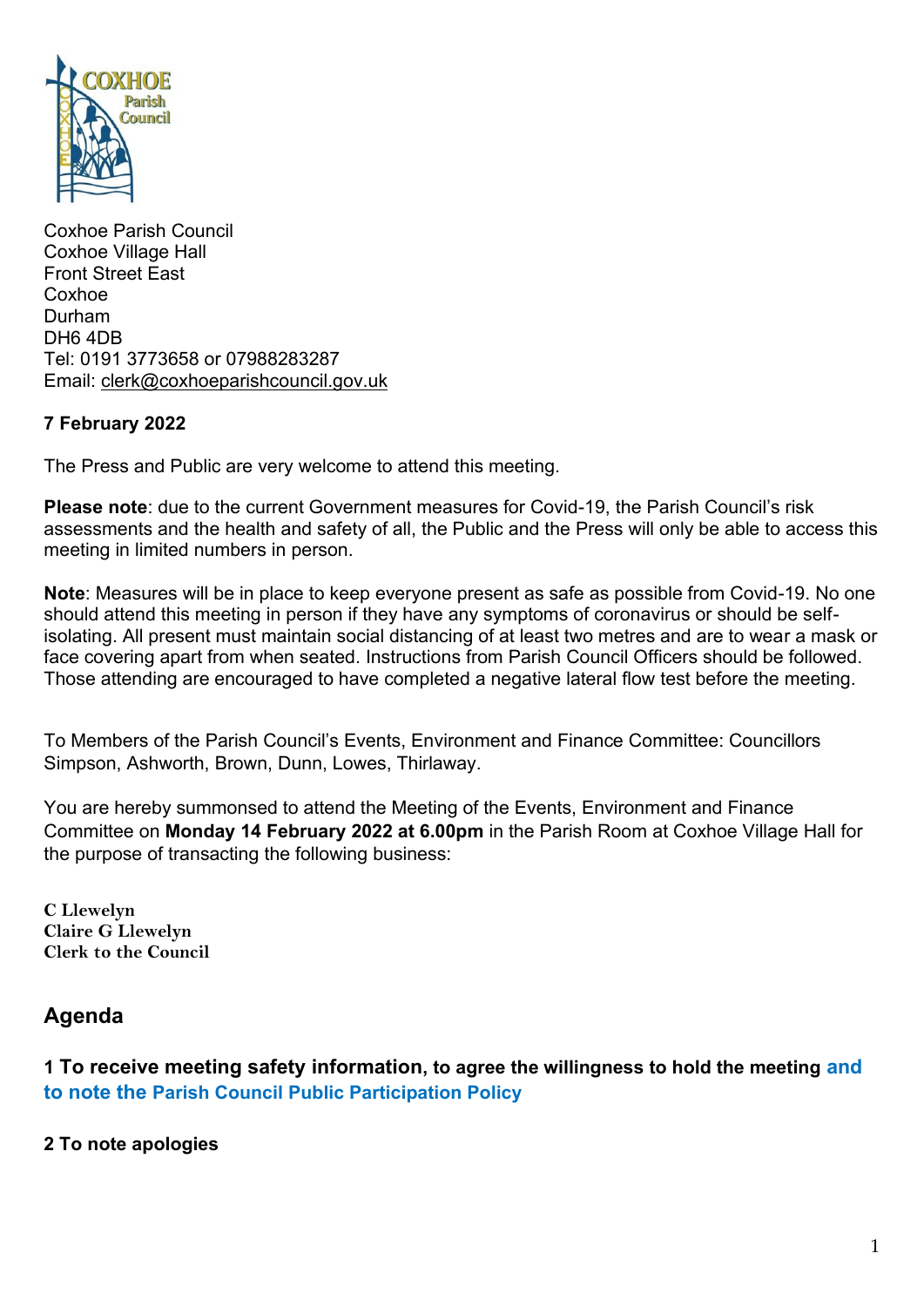Coxhoe Parish Council
Coxhoe Village Hall
Front Street East
Coxhoe
Durham
DH6 4DB
Tel: 0191 3773658 or 07988283287
Email: clerk@coxhoeparishcouncil.gov.uk

**7 February 2022**

The Press and Public are very welcome to attend this meeting.

**Please note**: due to the current Government measures for Covid-19, the Parish Council's risk assessments and the health and safety of all, the Public and the Press will only be able to access this meeting in limited numbers in person.

**Note**: Measures will be in place to keep everyone present as safe as possible from Covid-19. No one should attend this meeting in person if they have any symptoms of coronavirus or should be self-isolating. All present must maintain social distancing of at least two metres and are to wear a mask or face covering apart from when seated. Instructions from Parish Council Officers should be followed. Those attending are encouraged to have completed a negative lateral flow test before the meeting.

To Members of the Parish Council's Events, Environment and Finance Committee: Councillors Simpson, Ashworth, Brown, Dunn, Lowes, Thirlaway.

You are hereby summonsed to attend the Meeting of the Events, Environment and Finance Committee on **Monday 14 February 2022 at 6.00pm** in the Parish Room at Coxhoe Village Hall for the purpose of transacting the following business:

**C Llewelyn**
**Claire G Llewelyn**
**Clerk to the Council**

## Agenda

### 1 To receive meeting safety information, to agree the willingness to hold the meeting and to note the Parish Council Public Participation Policy

### 2 To note apologies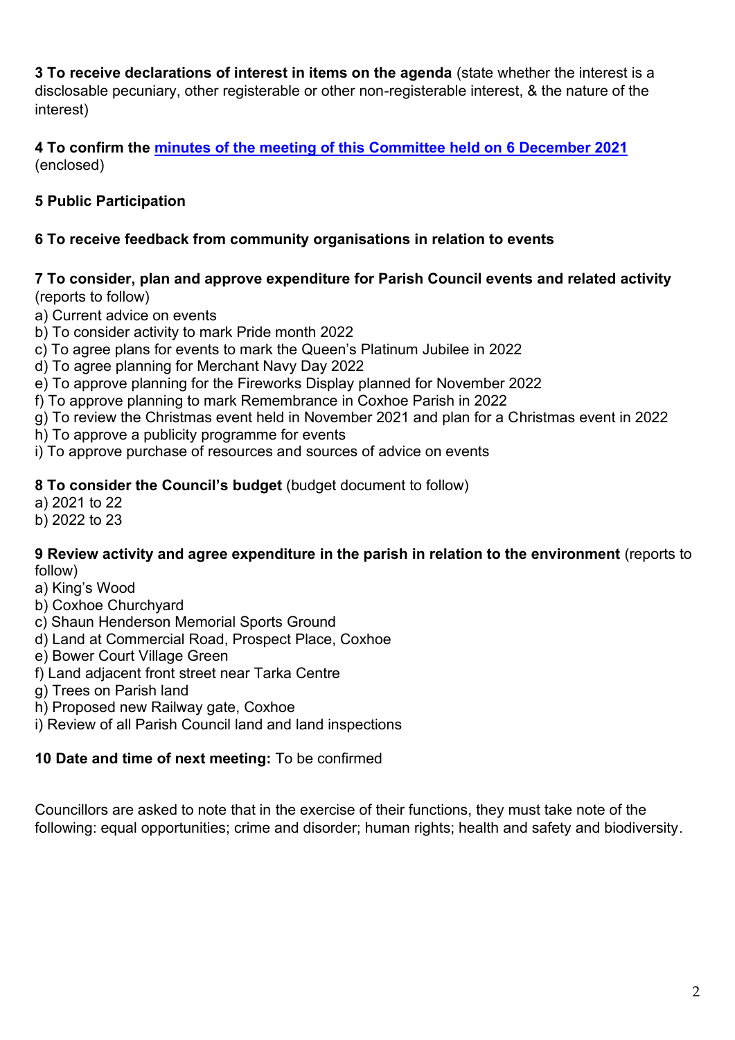**3 To receive declarations of interest in items on the agenda** (state whether the interest is a disclosable pecuniary, other registerable or other non-registerable interest, & the nature of the interest)

**4 To confirm the minutes of the meeting of this Committee held on 6 December 2021** (enclosed)

**5 Public Participation**

**6 To receive feedback from community organisations in relation to events**

**7 To consider, plan and approve expenditure for Parish Council events and related activity** (reports to follow)

a) Current advice on events
b) To consider activity to mark Pride month 2022
c) To agree plans for events to mark the Queen's Platinum Jubilee in 2022
d) To agree planning for Merchant Navy Day 2022
e) To approve planning for the Fireworks Display planned for November 2022
f) To approve planning to mark Remembrance in Coxhoe Parish in 2022
g) To review the Christmas event held in November 2021 and plan for a Christmas event in 2022
h) To approve a publicity programme for events
i) To approve purchase of resources and sources of advice on events

**8 To consider the Council's budget** (budget document to follow)

a) 2021 to 22
b) 2022 to 23

**9 Review activity and agree expenditure in the parish in relation to the environment** (reports to follow)

a) King's Wood
b) Coxhoe Churchyard
c) Shaun Henderson Memorial Sports Ground
d) Land at Commercial Road, Prospect Place, Coxhoe
e) Bower Court Village Green
f) Land adjacent front street near Tarka Centre
g) Trees on Parish land
h) Proposed new Railway gate, Coxhoe
i) Review of all Parish Council land and land inspections

**10 Date and time of next meeting:** To be confirmed

Councillors are asked to note that in the exercise of their functions, they must take note of the following: equal opportunities; crime and disorder; human rights; health and safety and biodiversity.